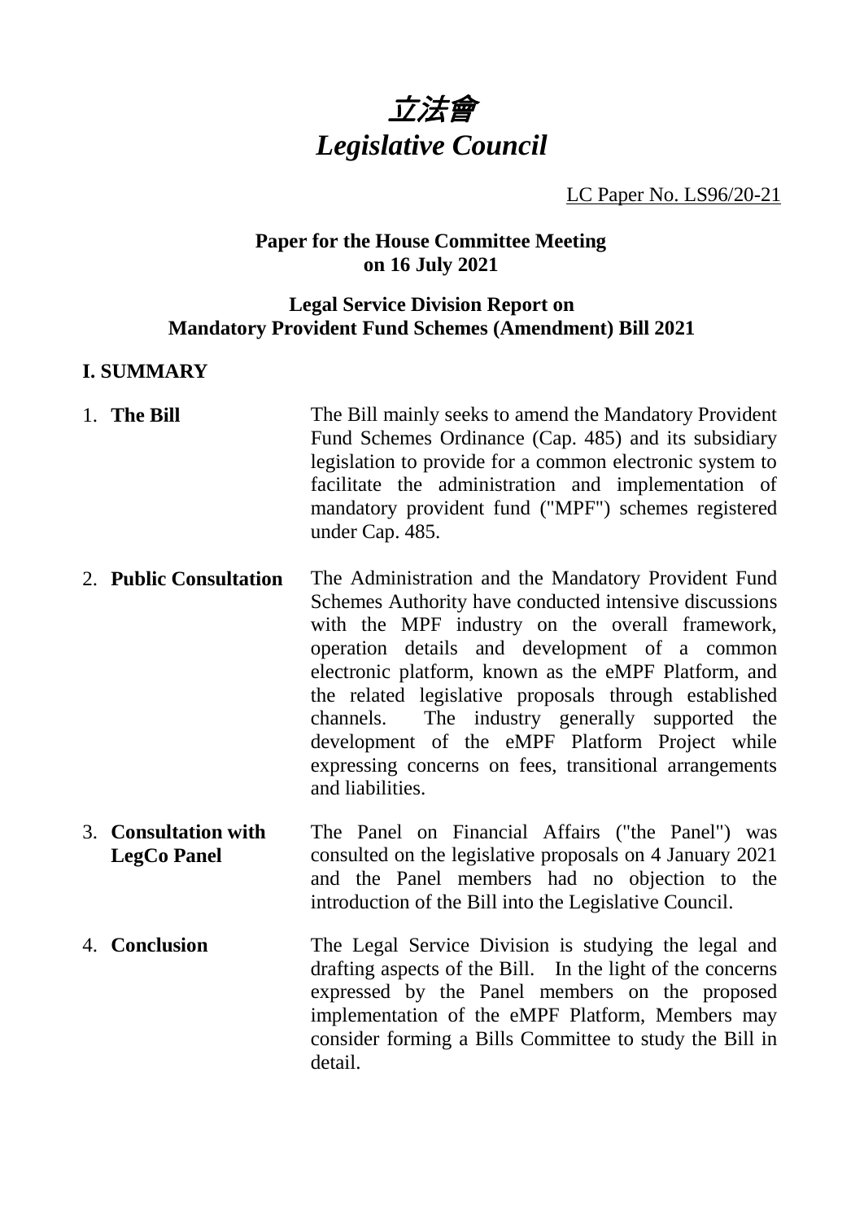# *立法會*
# *Legislative Council*

LC Paper No. LS96/20-21

**Paper for the House Committee Meeting on 16 July 2021**

**Legal Service Division Report on Mandatory Provident Fund Schemes (Amendment) Bill 2021**

## I. SUMMARY

1. **The Bill** The Bill mainly seeks to amend the Mandatory Provident Fund Schemes Ordinance (Cap. 485) and its subsidiary legislation to provide for a common electronic system to facilitate the administration and implementation of mandatory provident fund ("MPF") schemes registered under Cap. 485.

2. **Public Consultation** The Administration and the Mandatory Provident Fund Schemes Authority have conducted intensive discussions with the MPF industry on the overall framework, operation details and development of a common electronic platform, known as the eMPF Platform, and the related legislative proposals through established channels. The industry generally supported the development of the eMPF Platform Project while expressing concerns on fees, transitional arrangements and liabilities.

3. **Consultation with LegCo Panel** The Panel on Financial Affairs ("the Panel") was consulted on the legislative proposals on 4 January 2021 and the Panel members had no objection to the introduction of the Bill into the Legislative Council.

4. **Conclusion** The Legal Service Division is studying the legal and drafting aspects of the Bill. In the light of the concerns expressed by the Panel members on the proposed implementation of the eMPF Platform, Members may consider forming a Bills Committee to study the Bill in detail.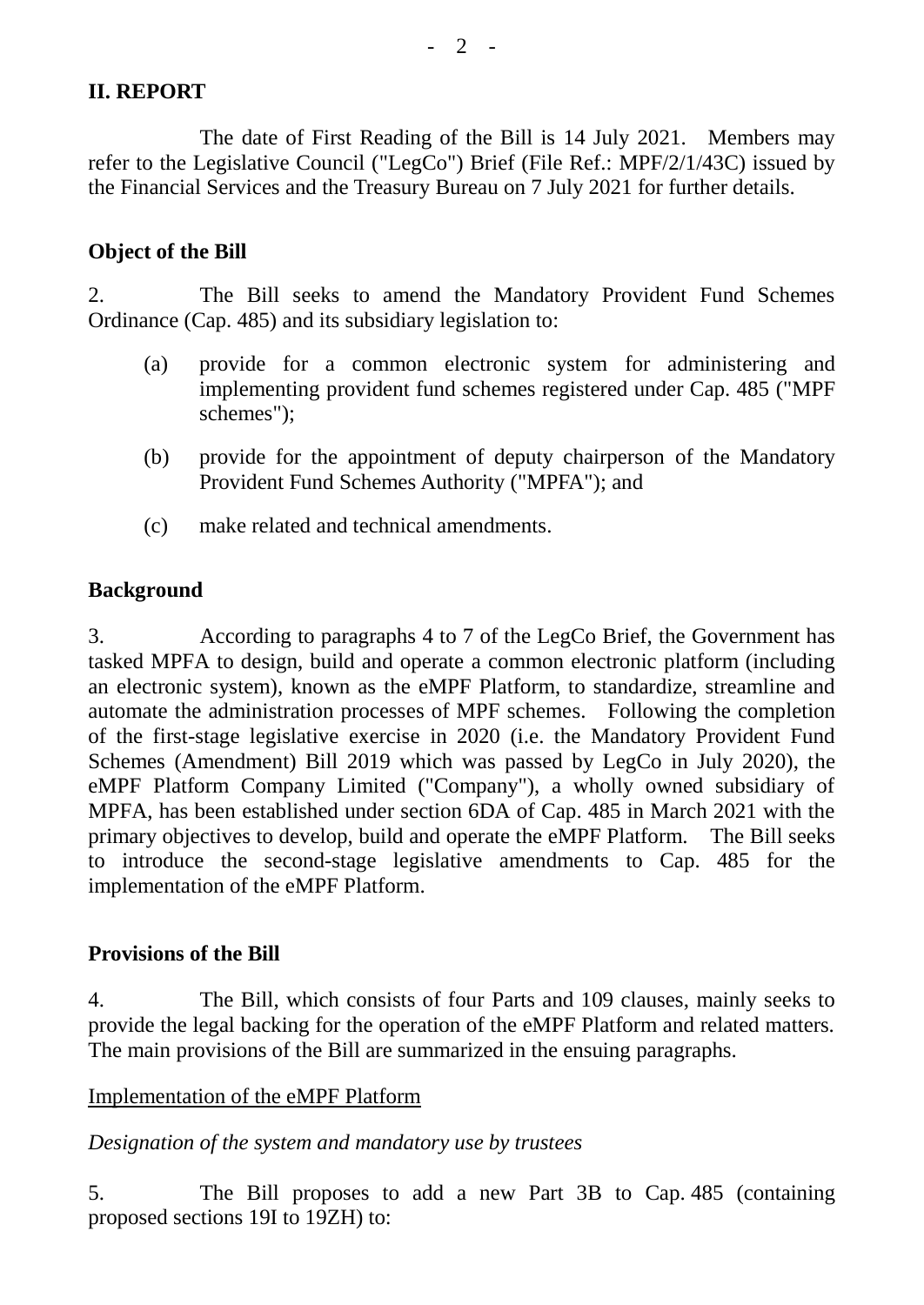## II. REPORT

The date of First Reading of the Bill is 14 July 2021. Members may refer to the Legislative Council ("LegCo") Brief (File Ref.: MPF/2/1/43C) issued by the Financial Services and the Treasury Bureau on 7 July 2021 for further details.

### Object of the Bill

2. The Bill seeks to amend the Mandatory Provident Fund Schemes Ordinance (Cap. 485) and its subsidiary legislation to:

(a) provide for a common electronic system for administering and implementing provident fund schemes registered under Cap. 485 ("MPF schemes");

(b) provide for the appointment of deputy chairperson of the Mandatory Provident Fund Schemes Authority ("MPFA"); and

(c) make related and technical amendments.

### Background

3. According to paragraphs 4 to 7 of the LegCo Brief, the Government has tasked MPFA to design, build and operate a common electronic platform (including an electronic system), known as the eMPF Platform, to standardize, streamline and automate the administration processes of MPF schemes. Following the completion of the first-stage legislative exercise in 2020 (i.e. the Mandatory Provident Fund Schemes (Amendment) Bill 2019 which was passed by LegCo in July 2020), the eMPF Platform Company Limited ("Company"), a wholly owned subsidiary of MPFA, has been established under section 6DA of Cap. 485 in March 2021 with the primary objectives to develop, build and operate the eMPF Platform. The Bill seeks to introduce the second-stage legislative amendments to Cap. 485 for the implementation of the eMPF Platform.

### Provisions of the Bill

4. The Bill, which consists of four Parts and 109 clauses, mainly seeks to provide the legal backing for the operation of the eMPF Platform and related matters. The main provisions of the Bill are summarized in the ensuing paragraphs.

<u>Implementation of the eMPF Platform</u>

*Designation of the system and mandatory use by trustees*

5. The Bill proposes to add a new Part 3B to Cap. 485 (containing proposed sections 19I to 19ZH) to: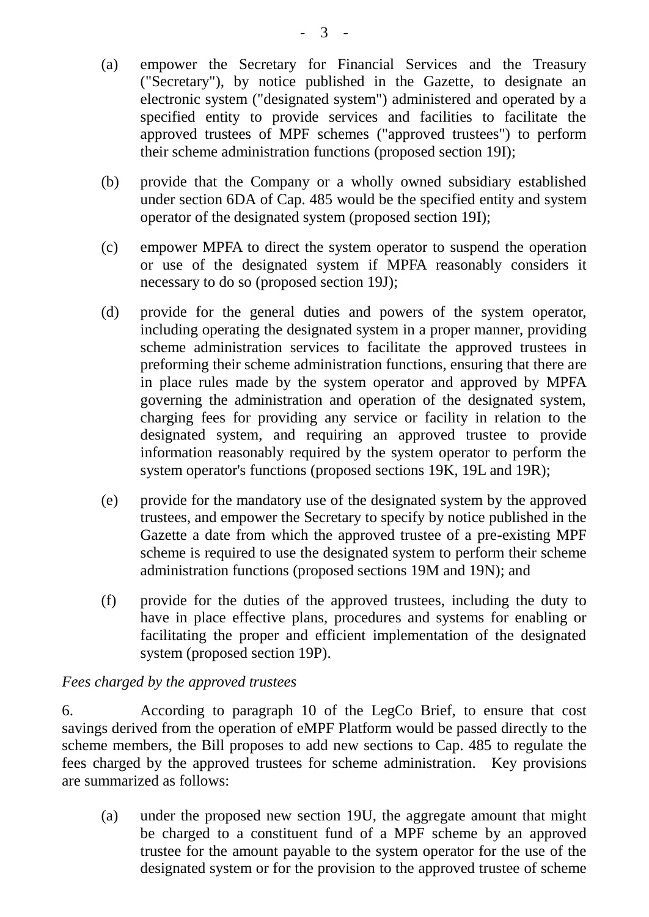(a) empower the Secretary for Financial Services and the Treasury ("Secretary"), by notice published in the Gazette, to designate an electronic system ("designated system") administered and operated by a specified entity to provide services and facilities to facilitate the approved trustees of MPF schemes ("approved trustees") to perform their scheme administration functions (proposed section 19I);

(b) provide that the Company or a wholly owned subsidiary established under section 6DA of Cap. 485 would be the specified entity and system operator of the designated system (proposed section 19I);

(c) empower MPFA to direct the system operator to suspend the operation or use of the designated system if MPFA reasonably considers it necessary to do so (proposed section 19J);

(d) provide for the general duties and powers of the system operator, including operating the designated system in a proper manner, providing scheme administration services to facilitate the approved trustees in preforming their scheme administration functions, ensuring that there are in place rules made by the system operator and approved by MPFA governing the administration and operation of the designated system, charging fees for providing any service or facility in relation to the designated system, and requiring an approved trustee to provide information reasonably required by the system operator to perform the system operator's functions (proposed sections 19K, 19L and 19R);

(e) provide for the mandatory use of the designated system by the approved trustees, and empower the Secretary to specify by notice published in the Gazette a date from which the approved trustee of a pre-existing MPF scheme is required to use the designated system to perform their scheme administration functions (proposed sections 19M and 19N); and

(f) provide for the duties of the approved trustees, including the duty to have in place effective plans, procedures and systems for enabling or facilitating the proper and efficient implementation of the designated system (proposed section 19P).

*Fees charged by the approved trustees*

6. According to paragraph 10 of the LegCo Brief, to ensure that cost savings derived from the operation of eMPF Platform would be passed directly to the scheme members, the Bill proposes to add new sections to Cap. 485 to regulate the fees charged by the approved trustees for scheme administration. Key provisions are summarized as follows:

(a) under the proposed new section 19U, the aggregate amount that might be charged to a constituent fund of a MPF scheme by an approved trustee for the amount payable to the system operator for the use of the designated system or for the provision to the approved trustee of scheme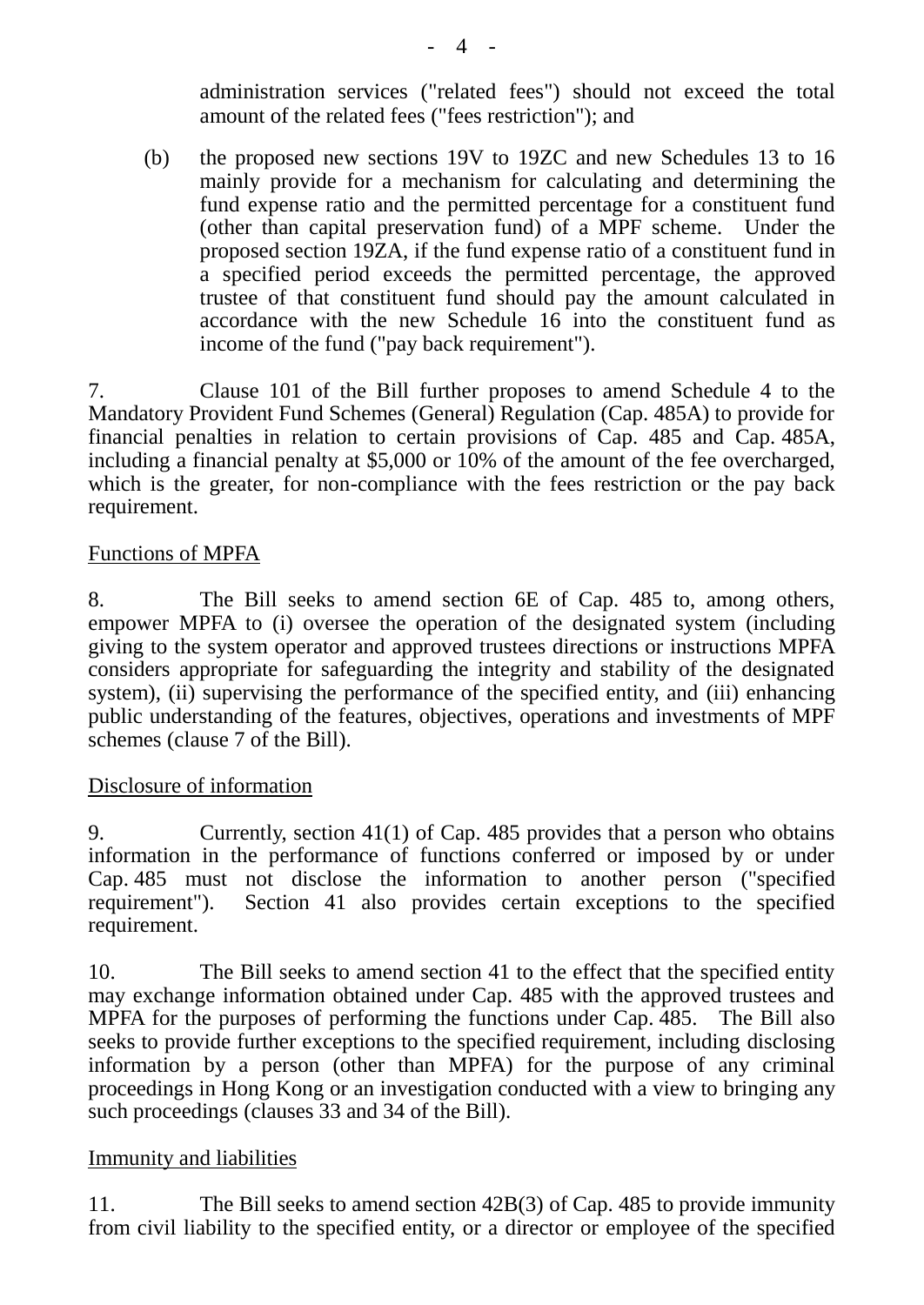administration services ("related fees") should not exceed the total amount of the related fees ("fees restriction"); and

(b) the proposed new sections 19V to 19ZC and new Schedules 13 to 16 mainly provide for a mechanism for calculating and determining the fund expense ratio and the permitted percentage for a constituent fund (other than capital preservation fund) of a MPF scheme. Under the proposed section 19ZA, if the fund expense ratio of a constituent fund in a specified period exceeds the permitted percentage, the approved trustee of that constituent fund should pay the amount calculated in accordance with the new Schedule 16 into the constituent fund as income of the fund ("pay back requirement").

7. Clause 101 of the Bill further proposes to amend Schedule 4 to the Mandatory Provident Fund Schemes (General) Regulation (Cap. 485A) to provide for financial penalties in relation to certain provisions of Cap. 485 and Cap. 485A, including a financial penalty at $5,000 or 10% of the amount of the fee overcharged, which is the greater, for non-compliance with the fees restriction or the pay back requirement.

Functions of MPFA

8. The Bill seeks to amend section 6E of Cap. 485 to, among others, empower MPFA to (i) oversee the operation of the designated system (including giving to the system operator and approved trustees directions or instructions MPFA considers appropriate for safeguarding the integrity and stability of the designated system), (ii) supervising the performance of the specified entity, and (iii) enhancing public understanding of the features, objectives, operations and investments of MPF schemes (clause 7 of the Bill).

Disclosure of information

9. Currently, section 41(1) of Cap. 485 provides that a person who obtains information in the performance of functions conferred or imposed by or under Cap. 485 must not disclose the information to another person ("specified requirement"). Section 41 also provides certain exceptions to the specified requirement.

10. The Bill seeks to amend section 41 to the effect that the specified entity may exchange information obtained under Cap. 485 with the approved trustees and MPFA for the purposes of performing the functions under Cap. 485. The Bill also seeks to provide further exceptions to the specified requirement, including disclosing information by a person (other than MPFA) for the purpose of any criminal proceedings in Hong Kong or an investigation conducted with a view to bringing any such proceedings (clauses 33 and 34 of the Bill).

Immunity and liabilities

11. The Bill seeks to amend section 42B(3) of Cap. 485 to provide immunity from civil liability to the specified entity, or a director or employee of the specified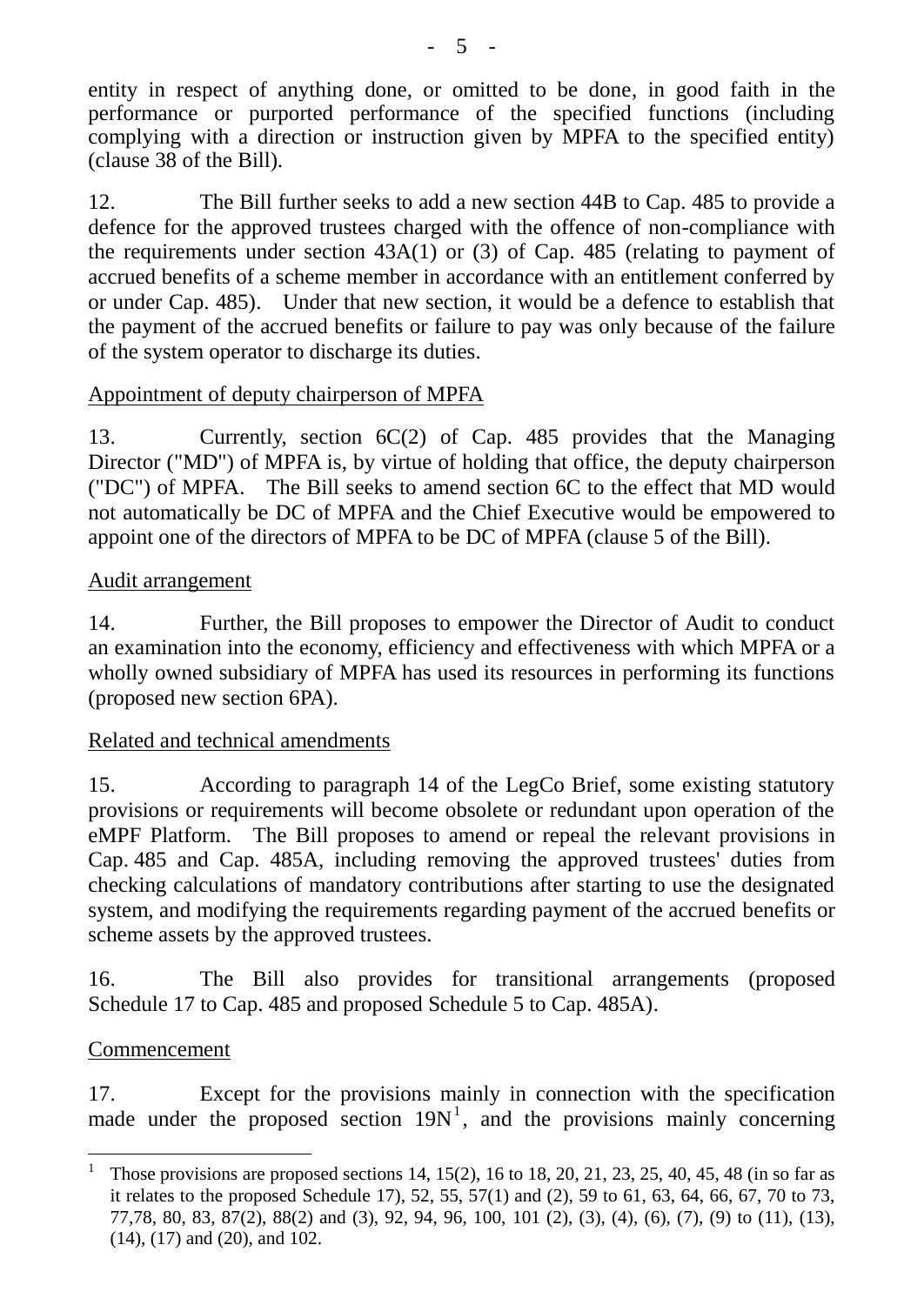entity in respect of anything done, or omitted to be done, in good faith in the performance or purported performance of the specified functions (including complying with a direction or instruction given by MPFA to the specified entity) (clause 38 of the Bill).

12. The Bill further seeks to add a new section 44B to Cap. 485 to provide a defence for the approved trustees charged with the offence of non-compliance with the requirements under section 43A(1) or (3) of Cap. 485 (relating to payment of accrued benefits of a scheme member in accordance with an entitlement conferred by or under Cap. 485). Under that new section, it would be a defence to establish that the payment of the accrued benefits or failure to pay was only because of the failure of the system operator to discharge its duties.

Appointment of deputy chairperson of MPFA

13. Currently, section 6C(2) of Cap. 485 provides that the Managing Director ("MD") of MPFA is, by virtue of holding that office, the deputy chairperson ("DC") of MPFA. The Bill seeks to amend section 6C to the effect that MD would not automatically be DC of MPFA and the Chief Executive would be empowered to appoint one of the directors of MPFA to be DC of MPFA (clause 5 of the Bill).

Audit arrangement

14. Further, the Bill proposes to empower the Director of Audit to conduct an examination into the economy, efficiency and effectiveness with which MPFA or a wholly owned subsidiary of MPFA has used its resources in performing its functions (proposed new section 6PA).

Related and technical amendments

15. According to paragraph 14 of the LegCo Brief, some existing statutory provisions or requirements will become obsolete or redundant upon operation of the eMPF Platform. The Bill proposes to amend or repeal the relevant provisions in Cap. 485 and Cap. 485A, including removing the approved trustees' duties from checking calculations of mandatory contributions after starting to use the designated system, and modifying the requirements regarding payment of the accrued benefits or scheme assets by the approved trustees.

16. The Bill also provides for transitional arrangements (proposed Schedule 17 to Cap. 485 and proposed Schedule 5 to Cap. 485A).

Commencement

17. Except for the provisions mainly in connection with the specification made under the proposed section 19N[1], and the provisions mainly concerning

[1] Those provisions are proposed sections 14, 15(2), 16 to 18, 20, 21, 23, 25, 40, 45, 48 (in so far as it relates to the proposed Schedule 17), 52, 55, 57(1) and (2), 59 to 61, 63, 64, 66, 67, 70 to 73, 77,78, 80, 83, 87(2), 88(2) and (3), 92, 94, 96, 100, 101 (2), (3), (4), (6), (7), (9) to (11), (13), (14), (17) and (20), and 102.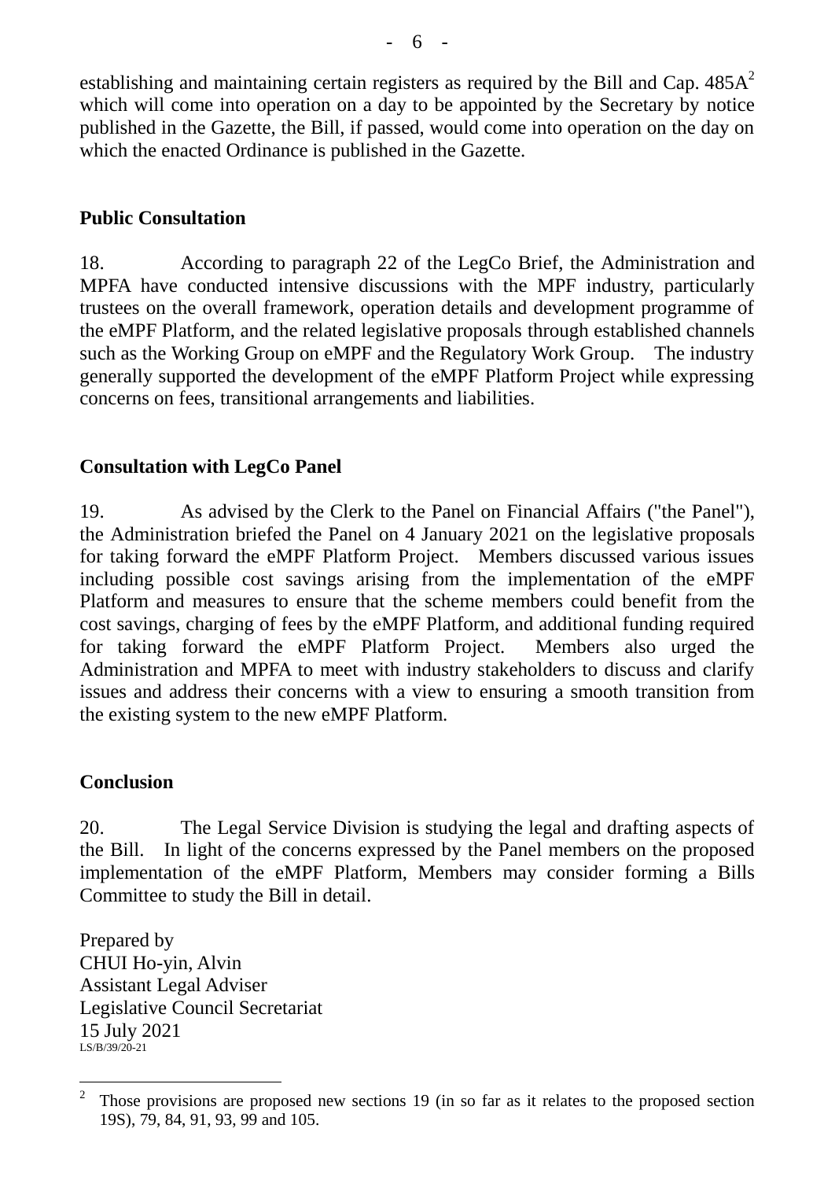establishing and maintaining certain registers as required by the Bill and Cap. 485A[2] which will come into operation on a day to be appointed by the Secretary by notice published in the Gazette, the Bill, if passed, would come into operation on the day on which the enacted Ordinance is published in the Gazette.

## Public Consultation

18. According to paragraph 22 of the LegCo Brief, the Administration and MPFA have conducted intensive discussions with the MPF industry, particularly trustees on the overall framework, operation details and development programme of the eMPF Platform, and the related legislative proposals through established channels such as the Working Group on eMPF and the Regulatory Work Group. The industry generally supported the development of the eMPF Platform Project while expressing concerns on fees, transitional arrangements and liabilities.

## Consultation with LegCo Panel

19. As advised by the Clerk to the Panel on Financial Affairs ("the Panel"), the Administration briefed the Panel on 4 January 2021 on the legislative proposals for taking forward the eMPF Platform Project. Members discussed various issues including possible cost savings arising from the implementation of the eMPF Platform and measures to ensure that the scheme members could benefit from the cost savings, charging of fees by the eMPF Platform, and additional funding required for taking forward the eMPF Platform Project. Members also urged the Administration and MPFA to meet with industry stakeholders to discuss and clarify issues and address their concerns with a view to ensuring a smooth transition from the existing system to the new eMPF Platform.

## Conclusion

20. The Legal Service Division is studying the legal and drafting aspects of the Bill. In light of the concerns expressed by the Panel members on the proposed implementation of the eMPF Platform, Members may consider forming a Bills Committee to study the Bill in detail.

Prepared by
CHUI Ho-yin, Alvin
Assistant Legal Adviser
Legislative Council Secretariat
15 July 2021
LS/B/39/20-21

---

[2] Those provisions are proposed new sections 19 (in so far as it relates to the proposed section 19S), 79, 84, 91, 93, 99 and 105.